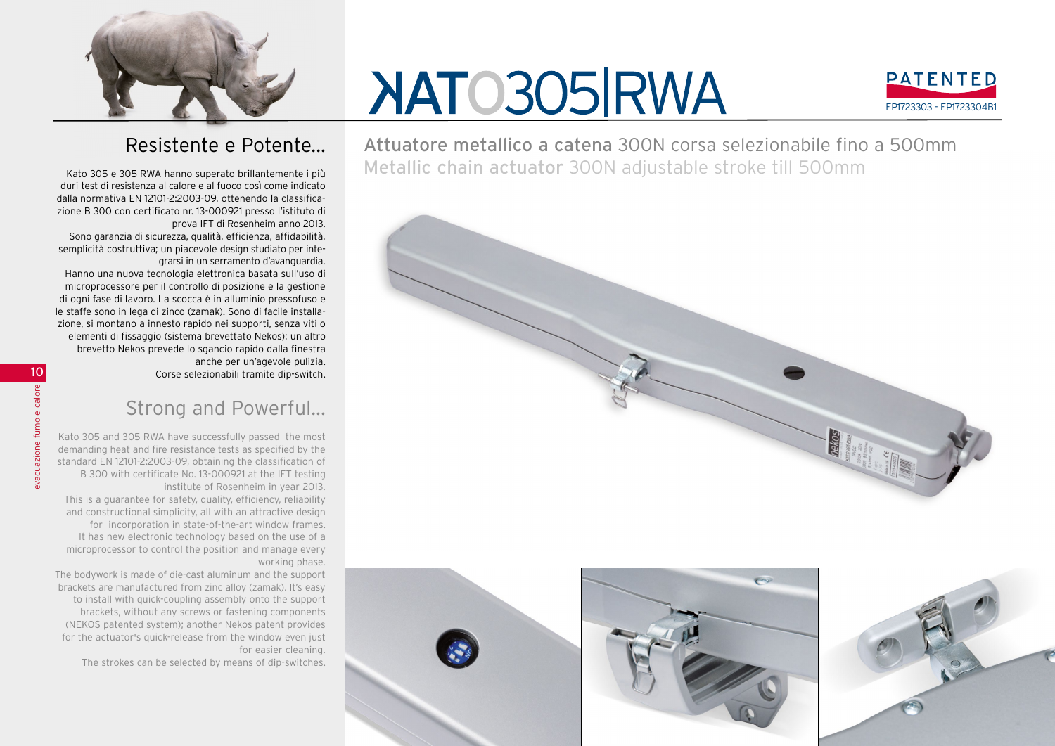# KATO305|RWA

PATENTED
EP1723303 - EP1723304B1

## Attuatore metallico a catena 300N corsa selezionabile fino a 500mm

## Metallic chain actuator 300N adjustable stroke till 500mm

## Resistente e Potente...

Kato 305 e 305 RWA hanno superato brillantemente i più duri test di resistenza al calore e al fuoco così come indicato dalla normativa EN 12101-2:2003-09, ottenendo la classificazione B 300 con certificato nr. 13-000921 presso l'istituto di prova IFT di Rosenheim anno 2013.

Sono garanzia di sicurezza, qualità, efficienza, affidabilità, semplicità costruttiva; un piacevole design studiato per integrarsi in un serramento d'avanguardia.

Hanno una nuova tecnologia elettronica basata sull'uso di microprocessore per il controllo di posizione e la gestione di ogni fase di lavoro. La scocca è in alluminio pressofuso e le staffe sono in lega di zinco (zamak). Sono di facile installazione, si montano a innesto rapido nei supporti, senza viti o elementi di fissaggio (sistema brevettato Nekos); un altro brevetto Nekos prevede lo sgancio rapido dalla finestra anche per un'agevole pulizia.

Corse selezionabili tramite dip-switch.

## Strong and Powerful...

Kato 305 and 305 RWA have successfully passed the most demanding heat and fire resistance tests as specified by the standard EN 12101-2:2003-09, obtaining the classification of B 300 with certificate No. 13-000921 at the IFT testing institute of Rosenheim in year 2013.

This is a guarantee for safety, quality, efficiency, reliability and constructional simplicity, all with an attractive design for incorporation in state-of-the-art window frames.

It has new electronic technology based on the use of a microprocessor to control the position and manage every working phase.

The bodywork is made of die-cast aluminum and the support brackets are manufactured from zinc alloy (zamak). It's easy to install with quick-coupling assembly onto the support brackets, without any screws or fastening components (NEKOS patented system); another Nekos patent provides for the actuator's quick-release from the window even just for easier cleaning.

The strokes can be selected by means of dip-switches.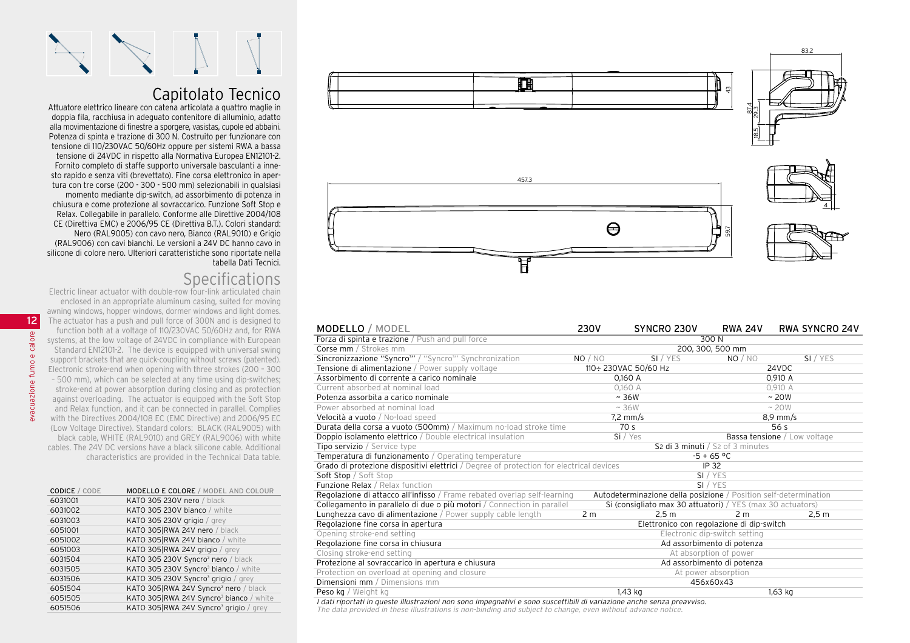# Capitolato Tecnico

Attuatore elettrico lineare con catena articolata a quattro maglie in doppia fila, racchiusa in adeguato contenitore di alluminio, adatto alla movimentazione di finestre a sporgere, vasistas, cupole ed abbaini. Potenza di spinta e trazione di 300 N. Costruito per funzionare con tensione di 110/230VAC 50/60Hz oppure per sistemi RWA a bassa tensione di 24VDC in rispetto alla Normativa Europea EN12101-2. Fornito completo di staffe supporto universale basculanti a innesto rapido e senza viti (brevettato). Fine corsa elettronico in apertura con tre corse (200 - 300 - 500 mm) selezionabili in qualsiasi momento mediante dip-switch, ad assorbimento di potenza in chiusura e come protezione al sovraccarico. Funzione Soft Stop e Relax. Collegabile in parallelo. Conforme alle Direttive 2004/108 CE (Direttiva EMC) e 2006/95 CE (Direttiva B.T.). Colori standard: Nero (RAL9005) con cavo nero, Bianco (RAL9010) e Grigio (RAL9006) con cavi bianchi. Le versioni a 24V DC hanno cavo in silicone di colore nero. Ulteriori caratteristiche sono riportate nella tabella Dati Tecnici.

# Specifications

Electric linear actuator with double-row four-link articulated chain enclosed in an appropriate aluminum casing, suited for moving awning windows, hopper windows, dormer windows and light domes. The actuator has a push and pull force of 300N and is designed to function both at a voltage of 110/230VAC 50/60Hz and, for RWA systems, at the low voltage of 24VDC in compliance with European Standard EN12101-2. The device is equipped with universal swing support brackets that are quick-coupling without screws (patented). Electronic stroke-end when opening with three strokes (200 – 300 – 500 mm), which can be selected at any time using dip-switches; stroke-end at power absorption during closing and as protection against overloading. The actuator is equipped with the Soft Stop and Relax function, and it can be connected in parallel. Complies with the Directives 2004/108 EC (EMC Directive) and 2006/95 EC (Low Voltage Directive). Standard colors: BLACK (RAL9005) with black cable, WHITE (RAL9010) and GREY (RAL9006) with white cables. The 24V DC versions have a black silicone cable. Additional characteristics are provided in the Technical Data table.

| CODICE / CODE | MODELLO E COLORE / MODEL AND COLOUR |
|---|---|
| 6031001 | KATO 305 230V nero / black |
| 6031002 | KATO 305 230V bianco / white |
| 6031003 | KATO 305 230V grigio / grey |
| 6051001 | KATO 305\|RWA 24V nero / black |
| 6051002 | KATO 305\|RWA 24V bianco / white |
| 6051003 | KATO 305\|RWA 24V grigio / grey |
| 6031504 | KATO 305 230V Syncro³ nero / black |
| 6031505 | KATO 305 230V Syncro³ bianco / white |
| 6031506 | KATO 305 230V Syncro³ grigio / grey |
| 6051504 | KATO 305\|RWA 24V Syncro³ nero / black |
| 6051505 | KATO 305\|RWA 24V Syncro³ bianco / white |
| 6051506 | KATO 305\|RWA 24V Syncro³ grigio / grey |

83.2
43
87.4
29.3
18.5
457.3
59.7
4

| MODELLO / MODEL | 230V | SYNCRO 230V | RWA 24V | RWA SYNCRO 24V |
|---|---|---|---|---|
| Forza di spinta e trazione / Push and pull force | 300 N | | | |
| Corse mm / Strokes mm | 200, 300, 500 mm | | | |
| Sincronizzazione "Syncro³" / "Syncro³" Synchronization | NO / NO | SI / YES | NO / NO | SI / YES |
| Tensione di alimentazione / Power supply voltage | 110÷ 230VAC 50/60 Hz | | 24VDC | |
| Assorbimento di corrente a carico nominale | 0,160 A | | 0,910 A | |
| Current absorbed at nominal load | 0,160 A | | 0,910 A | |
| Potenza assorbita a carico nominale | ~ 36W | | ~ 20W | |
| Power absorbed at nominal load | ~ 36W | | ~ 20W | |
| Velocità a vuoto / No-load speed | 7,2 mm/s | | 8,9 mm/s | |
| Durata della corsa a vuoto (500mm) / Maximum no-load stroke time | 70 s | | 56 s | |
| Doppio isolamento elettrico / Double electrical insulation | Si / Yes | | Bassa tensione / Low voltage | |
| Tipo servizio / Service type | S2 di 3 minuti / S2 of 3 minutes | | | |
| Temperatura di funzionamento / Operating temperature | -5 + 65 °C | | | |
| Grado di protezione dispositivi elettrici / Degree of protection for electrical devices | IP 32 | | | |
| Soft Stop / Soft Stop | SI / YES | | | |
| Funzione Relax / Relax function | SI / YES | | | |
| Regolazione di attacco all'infisso / Frame rebated overlap self-learning | Autodeterminazione della posizione / Position self-determination | | | |
| Collegamento in parallelo di due o più motori / Connection in parallel | Si (consigliato max 30 attuatori) / YES (max 30 actuators) | | | |
| Lunghezza cavo di alimentazione / Power supply cable length | 2 m | 2,5 m | 2 m | 2,5 m |
| Regolazione fine corsa in apertura | Elettronico con regolazione di dip-switch | | | |
| Opening stroke-end setting | Electronic dip-switch setting | | | |
| Regolazione fine corsa in chiusura | Ad assorbimento di potenza | | | |
| Closing stroke-end setting | At absorption of power | | | |
| Protezione al sovraccarico in apertura e chiusura | Ad assorbimento di potenza | | | |
| Protection on overload at opening and closure | At power absorption | | | |
| Dimensioni mm / Dimensions mm | 456x60x43 | | | |
| Peso kg / Weight kg | 1,43 kg | | 1,63 kg | |

*I dati riportati in queste illustrazioni non sono impegnativi e sono suscettibili di variazione anche senza preavviso.*
*The data provided in these illustrations is non-binding and subject to change, even without advance notice.*